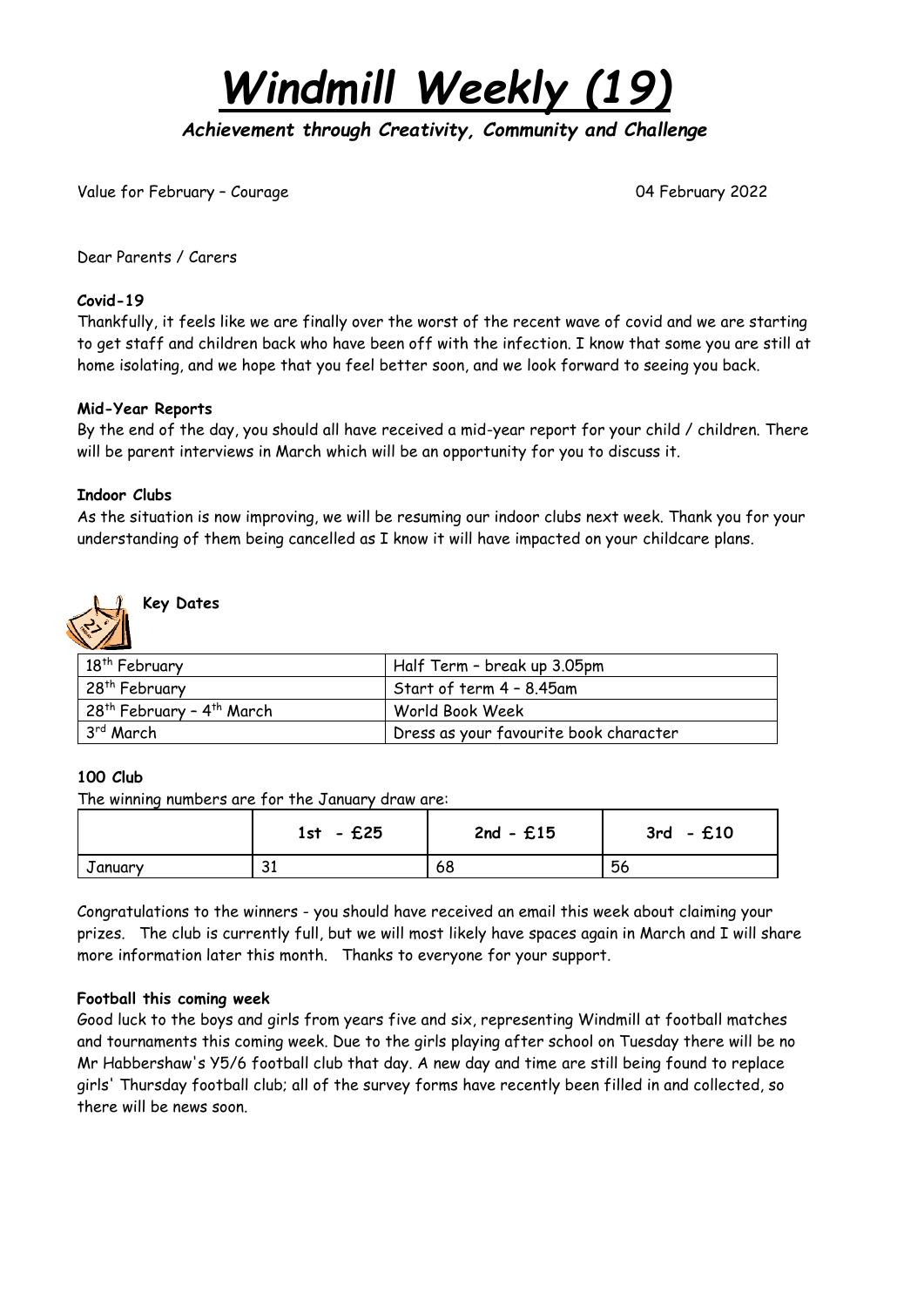# *Windmill Weekly (19)*

***Achievement through Creativity, Community and Challenge***

Value for February – Courage 04 February 2022

Dear Parents / Carers

**Covid-19**

Thankfully, it feels like we are finally over the worst of the recent wave of covid and we are starting to get staff and children back who have been off with the infection. I know that some you are still at home isolating, and we hope that you feel better soon, and we look forward to seeing you back.

**Mid-Year Reports**

By the end of the day, you should all have received a mid-year report for your child / children. There will be parent interviews in March which will be an opportunity for you to discuss it.

**Indoor Clubs**

As the situation is now improving, we will be resuming our indoor clubs next week. Thank you for your understanding of them being cancelled as I know it will have impacted on your childcare plans.

**Key Dates**

| | |
|---|---|
| 18th February | Half Term – break up 3.05pm |
| 28th February | Start of term 4 – 8.45am |
| 28th February – 4th March | World Book Week |
| 3rd March | Dress as your favourite book character |

**100 Club**

The winning numbers are for the January draw are:

| | 1st - £25 | 2nd - £15 | 3rd - £10 |
|---|---|---|---|
| January | 31 | 68 | 56 |

Congratulations to the winners - you should have received an email this week about claiming your prizes. The club is currently full, but we will most likely have spaces again in March and I will share more information later this month. Thanks to everyone for your support.

**Football this coming week**

Good luck to the boys and girls from years five and six, representing Windmill at football matches and tournaments this coming week. Due to the girls playing after school on Tuesday there will be no Mr Habbershaw's Y5/6 football club that day. A new day and time are still being found to replace girls' Thursday football club; all of the survey forms have recently been filled in and collected, so there will be news soon.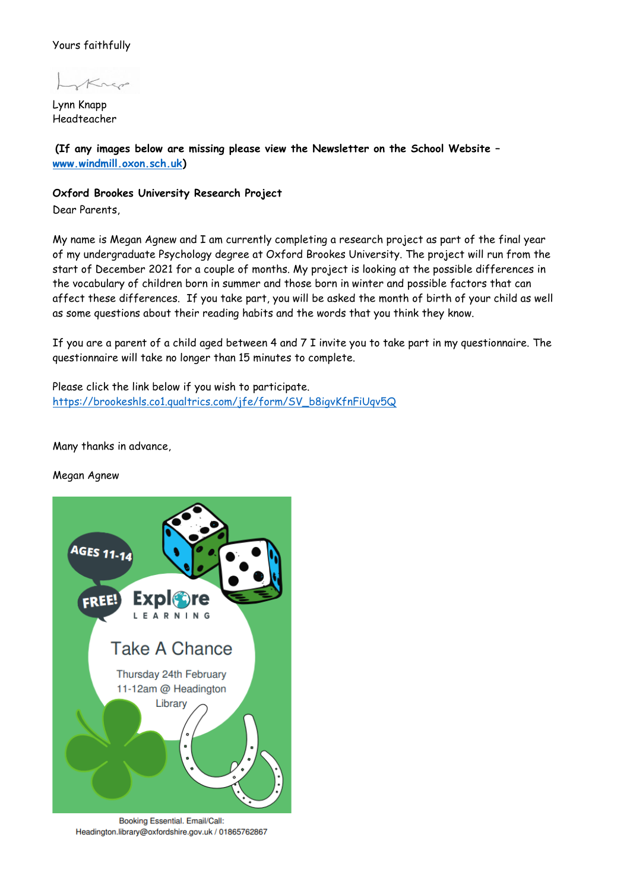Yours faithfully

Lynn Knapp
Headteacher

**(If any images below are missing please view the Newsletter on the School Website – [www.windmill.oxon.sch.uk](http://www.windmill.oxon.sch.uk))**

**Oxford Brookes University Research Project**

Dear Parents,

My name is Megan Agnew and I am currently completing a research project as part of the final year of my undergraduate Psychology degree at Oxford Brookes University. The project will run from the start of December 2021 for a couple of months. My project is looking at the possible differences in the vocabulary of children born in summer and those born in winter and possible factors that can affect these differences. If you take part, you will be asked the month of birth of your child as well as some questions about their reading habits and the words that you think they know.

If you are a parent of a child aged between 4 and 7 I invite you to take part in my questionnaire. The questionnaire will take no longer than 15 minutes to complete.

Please click the link below if you wish to participate.
[https://brookeshls.co1.qualtrics.com/jfe/form/SV_b8igvKfnFiUqv5Q](https://brookeshls.co1.qualtrics.com/jfe/form/SV_b8igvKfnFiUqv5Q)

Many thanks in advance,

Megan Agnew

AGES 11-14

FREE!

Explore LEARNING

Take A Chance

Thursday 24th February
11-12am @ Headington Library

Booking Essential. Email/Call:
Headington.library@oxfordshire.gov.uk / 01865762867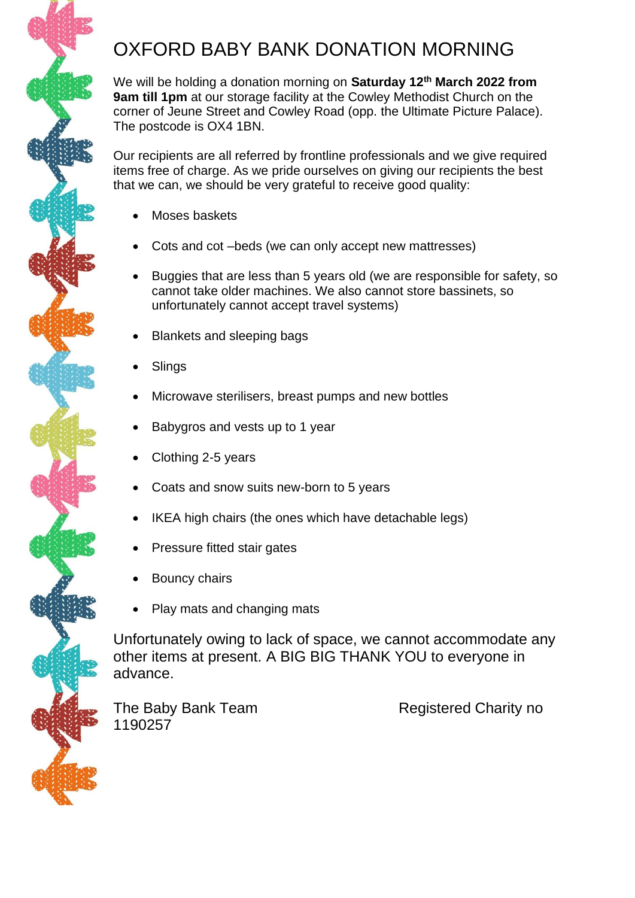# OXFORD BABY BANK DONATION MORNING

We will be holding a donation morning on **Saturday 12th March 2022 from 9am till 1pm** at our storage facility at the Cowley Methodist Church on the corner of Jeune Street and Cowley Road (opp. the Ultimate Picture Palace). The postcode is OX4 1BN.

Our recipients are all referred by frontline professionals and we give required items free of charge. As we pride ourselves on giving our recipients the best that we can, we should be very grateful to receive good quality:

- Moses baskets
- Cots and cot –beds (we can only accept new mattresses)
- Buggies that are less than 5 years old (we are responsible for safety, so cannot take older machines. We also cannot store bassinets, so unfortunately cannot accept travel systems)
- Blankets and sleeping bags
- Slings
- Microwave sterilisers, breast pumps and new bottles
- Babygros and vests up to 1 year
- Clothing 2-5 years
- Coats and snow suits new-born to 5 years
- IKEA high chairs (the ones which have detachable legs)
- Pressure fitted stair gates
- Bouncy chairs
- Play mats and changing mats

Unfortunately owing to lack of space, we cannot accommodate any other items at present. A BIG BIG THANK YOU to everyone in advance.

The Baby Bank Team                Registered Charity no 1190257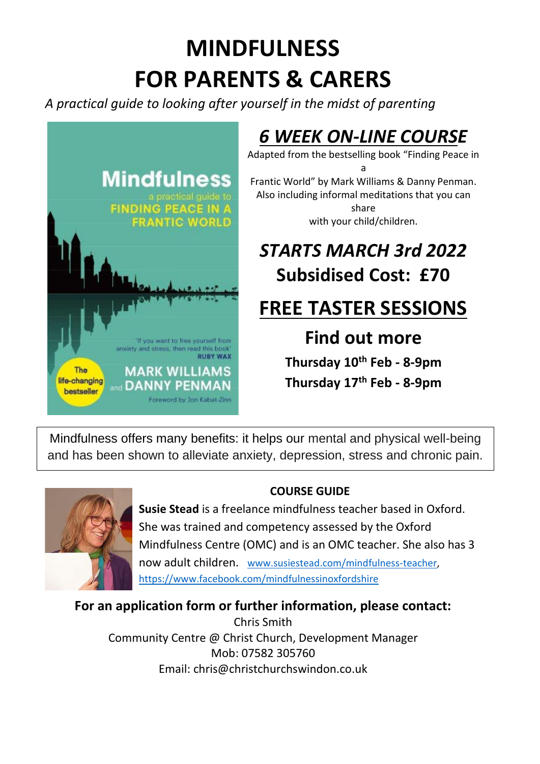# MINDFULNESS FOR PARENTS & CARERS

*A practical guide to looking after yourself in the midst of parenting*

## *6 WEEK ON-LINE COURSE*

Adapted from the bestselling book "Finding Peace in a Frantic World" by Mark Williams & Danny Penman. Also including informal meditations that you can share with your child/children.

## *STARTS MARCH 3rd 2022*

## Subsidised Cost: £70

## FREE TASTER SESSIONS

### Find out more

**Thursday 10th Feb - 8-9pm**

**Thursday 17th Feb - 8-9pm**

Mindfulness offers many benefits: it helps our mental and physical well-being and has been shown to alleviate anxiety, depression, stress and chronic pain.

**COURSE GUIDE**

**Susie Stead** is a freelance mindfulness teacher based in Oxford. She was trained and competency assessed by the Oxford Mindfulness Centre (OMC) and is an OMC teacher. She also has 3 now adult children. www.susiestead.com/mindfulness-teacher, https://www.facebook.com/mindfulnessinoxfordshire

**For an application form or further information, please contact:**

Chris Smith
Community Centre @ Christ Church, Development Manager
Mob: 07582 305760
Email: chris@christchurchswindon.co.uk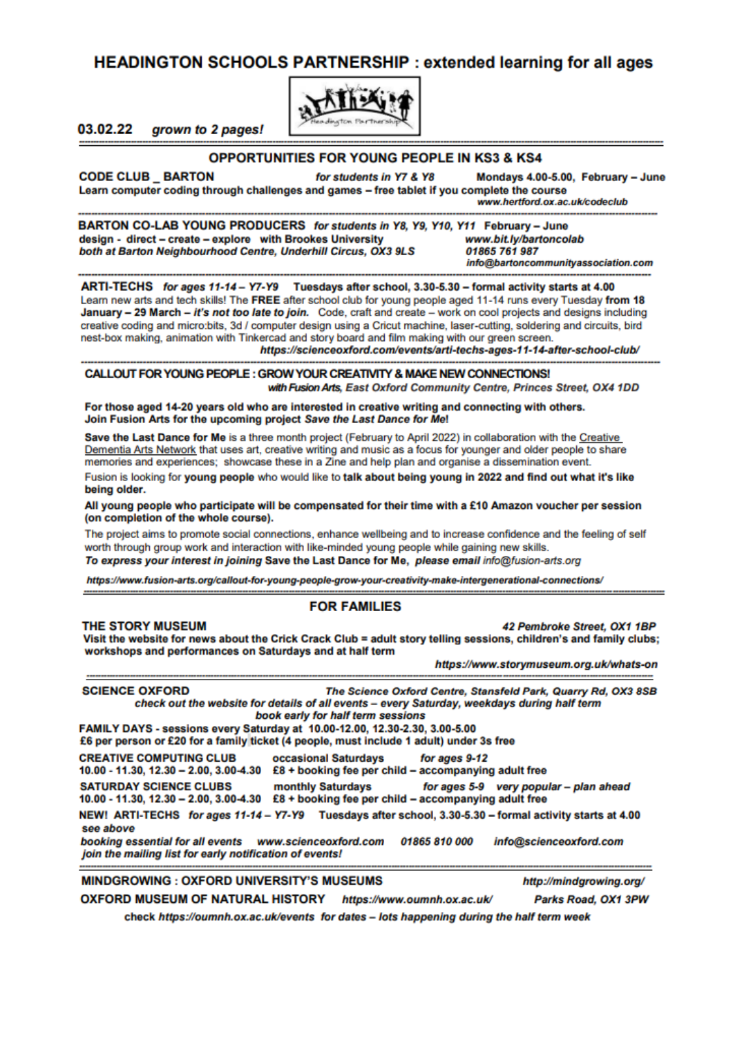# HEADINGTON SCHOOLS PARTNERSHIP : extended learning for all ages

**03.02.22** *grown to 2 pages!*

---

## OPPORTUNITIES FOR YOUNG PEOPLE IN KS3 & KS4

**CODE CLUB _ BARTON** *for students in Y7 & Y8* **Mondays 4.00-5.00, February – June**
**Learn computer coding through challenges and games – free tablet if you complete the course**
*www.hertford.ox.ac.uk/codeclub*

---

**BARTON CO-LAB YOUNG PRODUCERS** *for students in Y8, Y9, Y10, Y11* **February – June**
**design - direct – create – explore with Brookes University**
*both at Barton Neighbourhood Centre, Underhill Circus, OX3 9LS*
*www.bit.ly/bartoncolab*
*01865 761 987*
*info@bartoncommunityassociation.com*

---

**ARTI-TECHS** *for ages 11-14 – Y7-Y9* **Tuesdays after school, 3.30-5.30 – formal activity starts at 4.00**
Learn new arts and tech skills! The **FREE** after school club for young people aged 11-14 runs every Tuesday **from 18 January – 29 March –** ***it's not too late to join.*** Code, craft and create – work on cool projects and designs including creative coding and micro:bits, 3d / computer design using a Cricut machine, laser-cutting, soldering and circuits, bird nest-box making, animation with Tinkercad and story board and film making with our green screen.
***https://scienceoxford.com/events/arti-techs-ages-11-14-after-school-club/***

---

**CALLOUT FOR YOUNG PEOPLE : GROW YOUR CREATIVITY & MAKE NEW CONNECTIONS!**
***with Fusion Arts**, East Oxford Community Centre, Princes Street, OX4 1DD*

**For those aged 14-20 years old who are interested in creative writing and connecting with others. Join Fusion Arts for the upcoming project *Save the Last Dance for Me*!**

**Save the Last Dance for Me** is a three month project (February to April 2022) in collaboration with the Creative Dementia Arts Network that uses art, creative writing and music as a focus for younger and older people to share memories and experiences; showcase these in a Zine and help plan and organise a dissemination event.

Fusion is looking for **young people** who would like to **talk about being young in 2022 and find out what it's like being older.**

**All young people who participate will be compensated for their time with a £10 Amazon voucher per session (on completion of the whole course).**

The project aims to promote social connections, enhance wellbeing and to increase confidence and the feeling of self worth through group work and interaction with like-minded young people while gaining new skills.
***To express your interest in joining* Save the Last Dance for Me, *please email*** *info@fusion-arts.org*

***https://www.fusion-arts.org/callout-for-young-people-grow-your-creativity-make-intergenerational-connections/***

---

## FOR FAMILIES

**THE STORY MUSEUM** ***42 Pembroke Street, OX1 1BP***
**Visit the website for news about the Crick Crack Club = adult story telling sessions, children's and family clubs; workshops and performances on Saturdays and at half term**
***https://www.storymuseum.org.uk/whats-on***

---

**SCIENCE OXFORD** ***The Science Oxford Centre, Stansfeld Park, Quarry Rd, OX3 8SB***
***check out the website for details of all events – every Saturday, weekdays during half term***
***book early for half term sessions***

**FAMILY DAYS - sessions every Saturday at 10.00-12.00, 12.30-2.30, 3.00-5.00**
**£6 per person or £20 for a family ticket (4 people, must include 1 adult) under 3s free**

**CREATIVE COMPUTING CLUB** occasional Saturdays *for ages 9-12*
**10.00 - 11.30, 12.30 – 2.00, 3.00-4.30 £8 + booking fee per child – accompanying adult free**

**SATURDAY SCIENCE CLUBS** monthly Saturdays *for ages 5-9 very popular – plan ahead*
**10.00 - 11.30, 12.30 – 2.00, 3.00-4.30 £8 + booking fee per child – accompanying adult free**

**NEW! ARTI-TECHS** *for ages 11-14 – Y7-Y9* **Tuesdays after school, 3.30-5.30 – formal activity starts at 4.00**
*see above*

***booking essential for all events www.scienceoxford.com 01865 810 000 info@scienceoxford.com***
***join the mailing list for early notification of events!***

---

**MINDGROWING : OXFORD UNIVERSITY'S MUSEUMS** ***http://mindgrowing.org/***

**OXFORD MUSEUM OF NATURAL HISTORY** ***https://www.oumnh.ox.ac.uk/*** ***Parks Road, OX1 3PW***

**check *https://oumnh.ox.ac.uk/events* for dates – lots happening during the half term week**